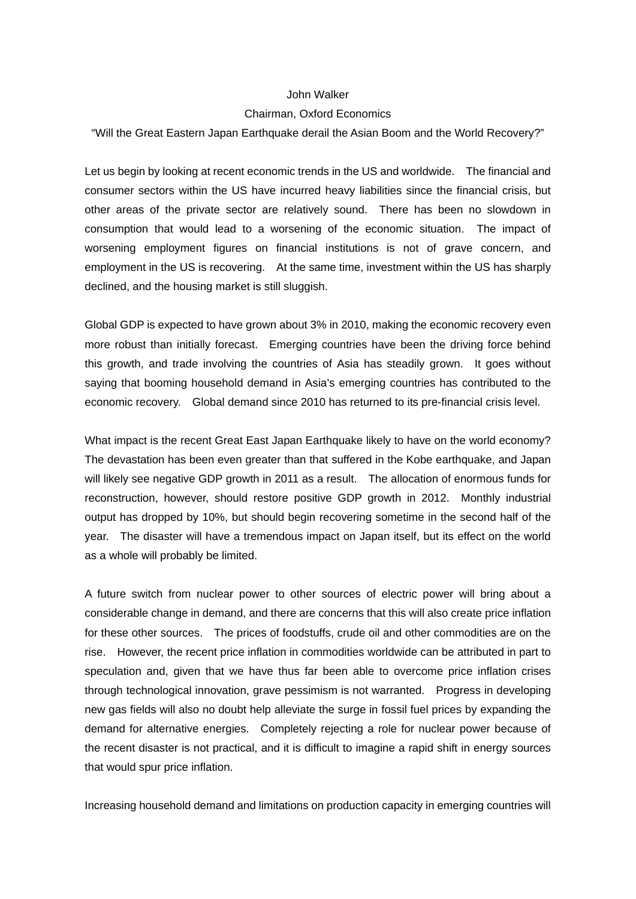John Walker

Chairman, Oxford Economics

"Will the Great Eastern Japan Earthquake derail the Asian Boom and the World Recovery?"

Let us begin by looking at recent economic trends in the US and worldwide. The financial and consumer sectors within the US have incurred heavy liabilities since the financial crisis, but other areas of the private sector are relatively sound. There has been no slowdown in consumption that would lead to a worsening of the economic situation. The impact of worsening employment figures on financial institutions is not of grave concern, and employment in the US is recovering. At the same time, investment within the US has sharply declined, and the housing market is still sluggish.

Global GDP is expected to have grown about 3% in 2010, making the economic recovery even more robust than initially forecast. Emerging countries have been the driving force behind this growth, and trade involving the countries of Asia has steadily grown. It goes without saying that booming household demand in Asia's emerging countries has contributed to the economic recovery. Global demand since 2010 has returned to its pre-financial crisis level.

What impact is the recent Great East Japan Earthquake likely to have on the world economy? The devastation has been even greater than that suffered in the Kobe earthquake, and Japan will likely see negative GDP growth in 2011 as a result. The allocation of enormous funds for reconstruction, however, should restore positive GDP growth in 2012. Monthly industrial output has dropped by 10%, but should begin recovering sometime in the second half of the year. The disaster will have a tremendous impact on Japan itself, but its effect on the world as a whole will probably be limited.

A future switch from nuclear power to other sources of electric power will bring about a considerable change in demand, and there are concerns that this will also create price inflation for these other sources. The prices of foodstuffs, crude oil and other commodities are on the rise. However, the recent price inflation in commodities worldwide can be attributed in part to speculation and, given that we have thus far been able to overcome price inflation crises through technological innovation, grave pessimism is not warranted. Progress in developing new gas fields will also no doubt help alleviate the surge in fossil fuel prices by expanding the demand for alternative energies. Completely rejecting a role for nuclear power because of the recent disaster is not practical, and it is difficult to imagine a rapid shift in energy sources that would spur price inflation.

Increasing household demand and limitations on production capacity in emerging countries will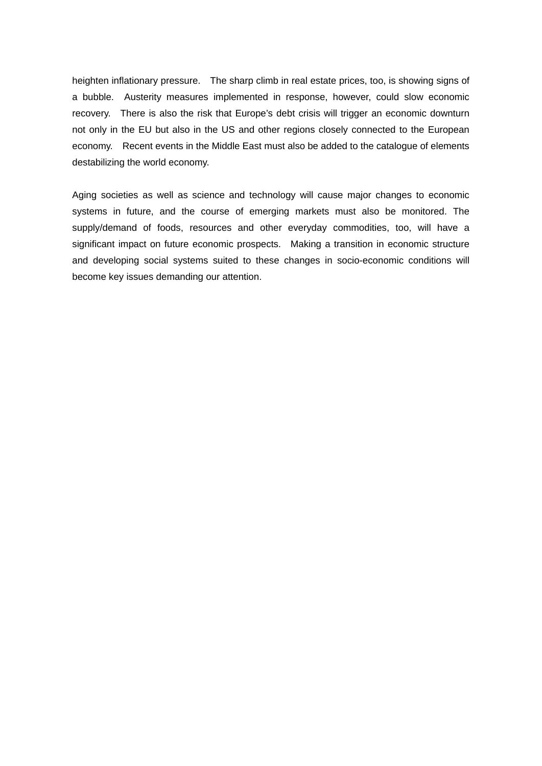heighten inflationary pressure. The sharp climb in real estate prices, too, is showing signs of a bubble. Austerity measures implemented in response, however, could slow economic recovery. There is also the risk that Europe's debt crisis will trigger an economic downturn not only in the EU but also in the US and other regions closely connected to the European economy. Recent events in the Middle East must also be added to the catalogue of elements destabilizing the world economy.

Aging societies as well as science and technology will cause major changes to economic systems in future, and the course of emerging markets must also be monitored. The supply/demand of foods, resources and other everyday commodities, too, will have a significant impact on future economic prospects. Making a transition in economic structure and developing social systems suited to these changes in socio-economic conditions will become key issues demanding our attention.